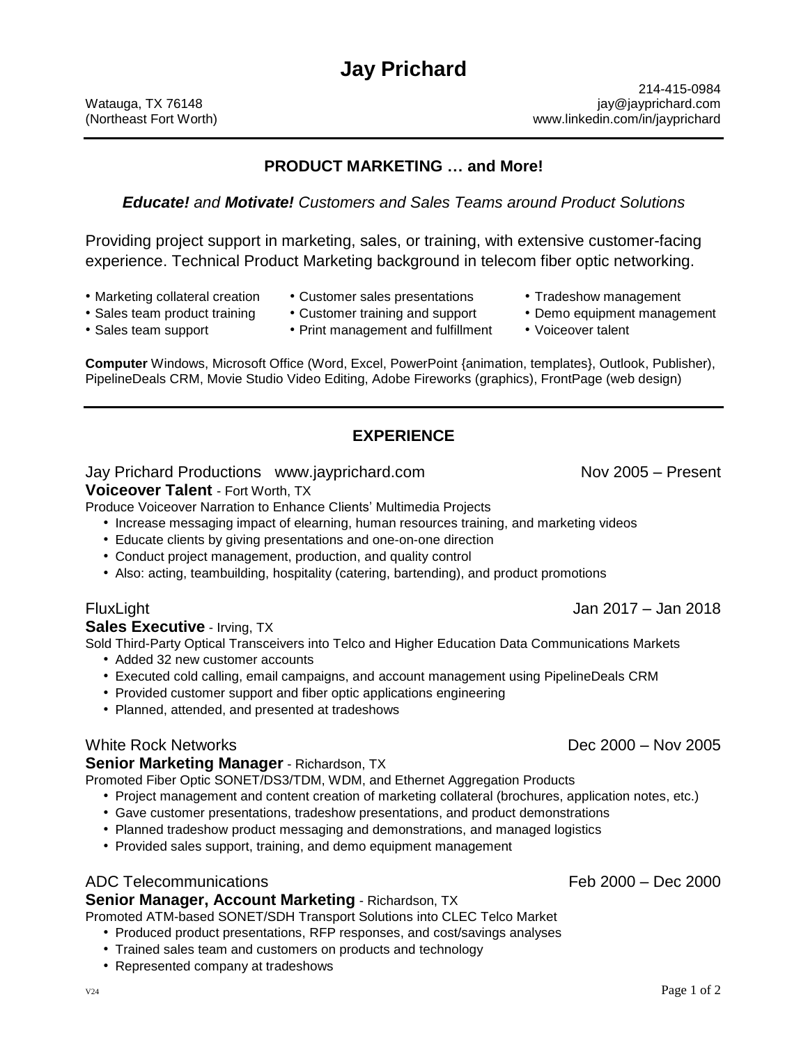# Jay Prichard

Watauga, TX 76148
(Northeast Fort Worth)

214-415-0984
jay@jayprichard.com
www.linkedin.com/in/jayprichard

---

## PRODUCT MARKETING … and More!

***Educate!** and **Motivate!** Customers and Sales Teams around Product Solutions*

Providing project support in marketing, sales, or training, with extensive customer-facing experience. Technical Product Marketing background in telecom fiber optic networking.

- Marketing collateral creation
- Sales team product training
- Sales team support
- Customer sales presentations
- Customer training and support
- Print management and fulfillment
- Tradeshow management
- Demo equipment management
- Voiceover talent

**Computer** Windows, Microsoft Office (Word, Excel, PowerPoint {animation, templates}, Outlook, Publisher), PipelineDeals CRM, Movie Studio Video Editing, Adobe Fireworks (graphics), FrontPage (web design)

---

## EXPERIENCE

Jay Prichard Productions www.jayprichard.com — Nov 2005 – Present
**Voiceover Talent** - Fort Worth, TX
Produce Voiceover Narration to Enhance Clients' Multimedia Projects

- Increase messaging impact of elearning, human resources training, and marketing videos
- Educate clients by giving presentations and one-on-one direction
- Conduct project management, production, and quality control
- Also: acting, teambuilding, hospitality (catering, bartending), and product promotions

FluxLight — Jan 2017 – Jan 2018
**Sales Executive** - Irving, TX
Sold Third-Party Optical Transceivers into Telco and Higher Education Data Communications Markets

- Added 32 new customer accounts
- Executed cold calling, email campaigns, and account management using PipelineDeals CRM
- Provided customer support and fiber optic applications engineering
- Planned, attended, and presented at tradeshows

White Rock Networks — Dec 2000 – Nov 2005
**Senior Marketing Manager** - Richardson, TX
Promoted Fiber Optic SONET/DS3/TDM, WDM, and Ethernet Aggregation Products

- Project management and content creation of marketing collateral (brochures, application notes, etc.)
- Gave customer presentations, tradeshow presentations, and product demonstrations
- Planned tradeshow product messaging and demonstrations, and managed logistics
- Provided sales support, training, and demo equipment management

ADC Telecommunications — Feb 2000 – Dec 2000
**Senior Manager, Account Marketing** - Richardson, TX
Promoted ATM-based SONET/SDH Transport Solutions into CLEC Telco Market

- Produced product presentations, RFP responses, and cost/savings analyses
- Trained sales team and customers on products and technology
- Represented company at tradeshows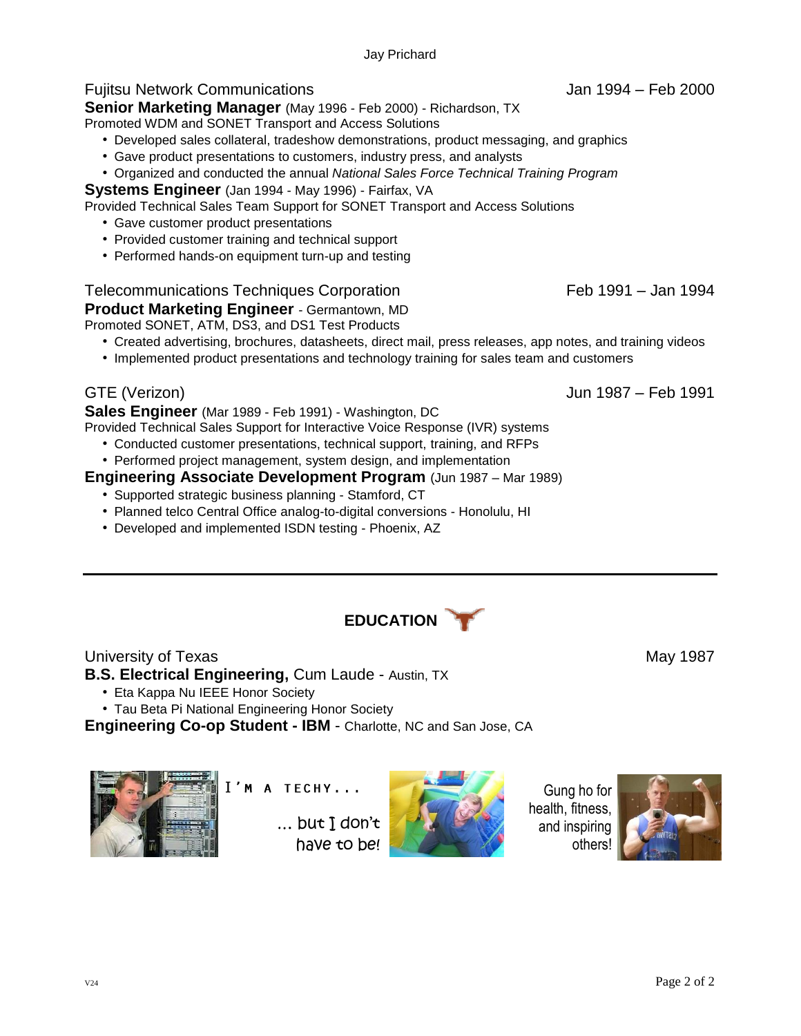Fujitsu Network Communications — Jan 1994 – Feb 2000

**Senior Marketing Manager** (May 1996 - Feb 2000) - Richardson, TX
Promoted WDM and SONET Transport and Access Solutions

- Developed sales collateral, tradeshow demonstrations, product messaging, and graphics
- Gave product presentations to customers, industry press, and analysts
- Organized and conducted the annual *National Sales Force Technical Training Program*

**Systems Engineer** (Jan 1994 - May 1996) - Fairfax, VA
Provided Technical Sales Team Support for SONET Transport and Access Solutions

- Gave customer product presentations
- Provided customer training and technical support
- Performed hands-on equipment turn-up and testing

Telecommunications Techniques Corporation — Feb 1991 – Jan 1994

**Product Marketing Engineer** - Germantown, MD
Promoted SONET, ATM, DS3, and DS1 Test Products

- Created advertising, brochures, datasheets, direct mail, press releases, app notes, and training videos
- Implemented product presentations and technology training for sales team and customers

GTE (Verizon) — Jun 1987 – Feb 1991

**Sales Engineer** (Mar 1989 - Feb 1991) - Washington, DC
Provided Technical Sales Support for Interactive Voice Response (IVR) systems

- Conducted customer presentations, technical support, training, and RFPs
- Performed project management, system design, and implementation

**Engineering Associate Development Program** (Jun 1987 – Mar 1989)

- Supported strategic business planning - Stamford, CT
- Planned telco Central Office analog-to-digital conversions - Honolulu, HI
- Developed and implemented ISDN testing - Phoenix, AZ

---

## EDUCATION

University of Texas — May 1987

**B.S. Electrical Engineering,** Cum Laude - Austin, TX

- Eta Kappa Nu IEEE Honor Society
- Tau Beta Pi National Engineering Honor Society

**Engineering Co-op Student - IBM** - Charlotte, NC and San Jose, CA

I'M A TECHY...

... but I don't have to be!

Gung ho for health, fitness, and inspiring others!